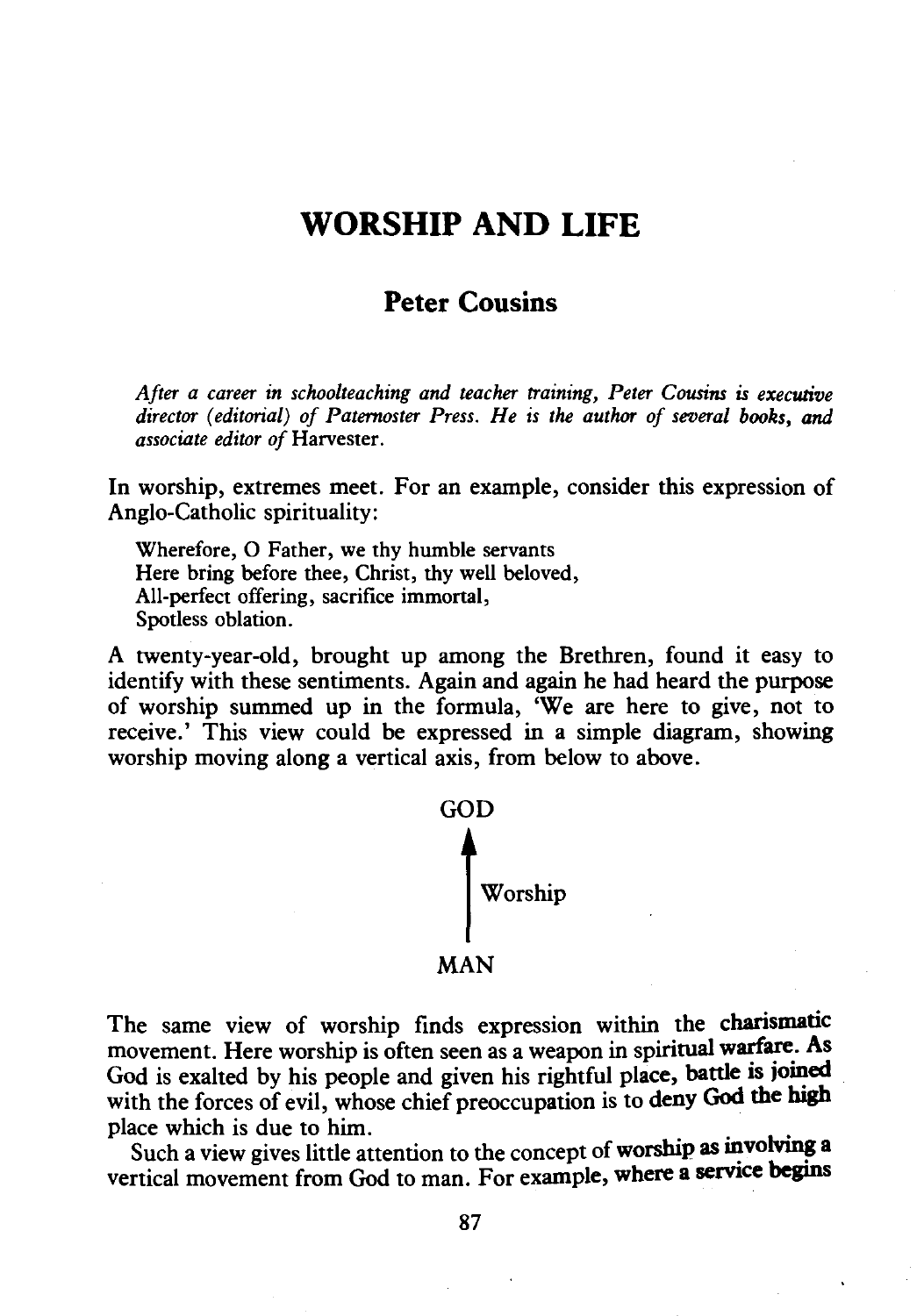# WORSHIP AND LIFE

## Peter Cousins

*After a career in schoolteaching and teacher training, Peter Cousins is executive director (editorial) of Paternoster Press. He is the author of several books, and associate editor of* Harvester.

In worship, extremes meet. For an example, consider this expression of Anglo-Catholic spirituality:

> Wherefore, O Father, we thy humble servants
> Here bring before thee, Christ, thy well beloved,
> All-perfect offering, sacrifice immortal,
> Spotless oblation.

A twenty-year-old, brought up among the Brethren, found it easy to identify with these sentiments. Again and again he had heard the purpose of worship summed up in the formula, 'We are here to give, not to receive.' This view could be expressed in a simple diagram, showing worship moving along a vertical axis, from below to above.

```
GOD
 ▲
 │ Worship
 │
MAN
```

The same view of worship finds expression within the charismatic movement. Here worship is often seen as a weapon in spiritual warfare. As God is exalted by his people and given his rightful place, battle is joined with the forces of evil, whose chief preoccupation is to deny God the high place which is due to him.

Such a view gives little attention to the concept of worship as involving a vertical movement from God to man. For example, where a service begins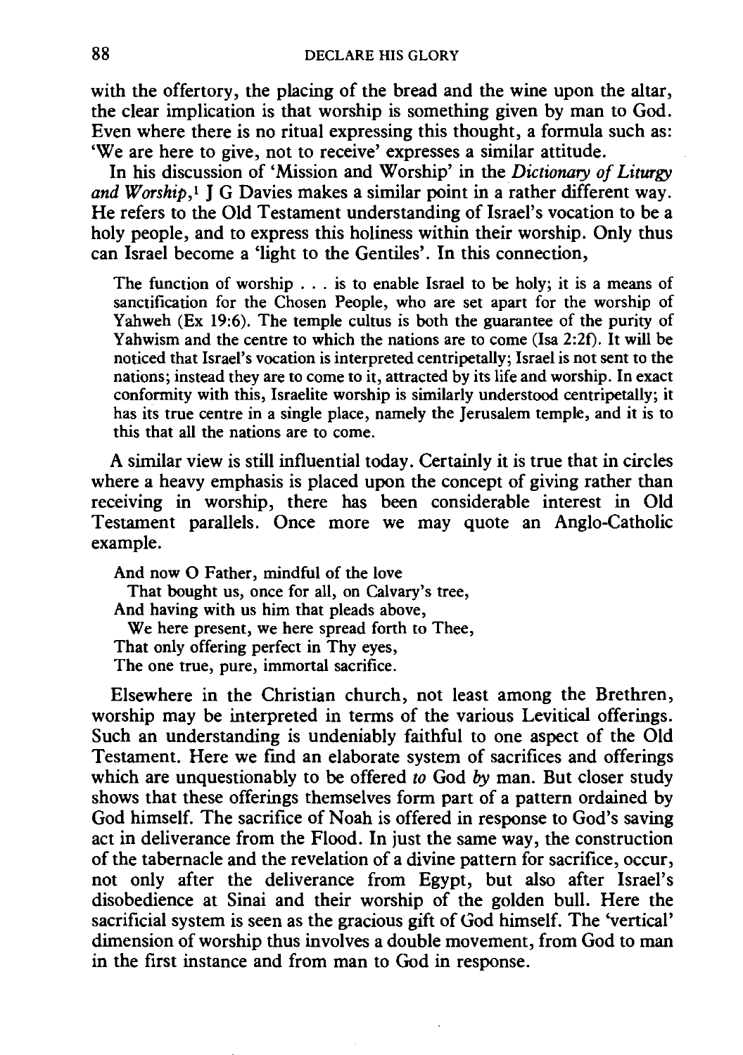with the offertory, the placing of the bread and the wine upon the altar, the clear implication is that worship is something given by man to God. Even where there is no ritual expressing this thought, a formula such as: 'We are here to give, not to receive' expresses a similar attitude.

In his discussion of 'Mission and Worship' in the *Dictionary of Liturgy and Worship*,[1] J G Davies makes a similar point in a rather different way. He refers to the Old Testament understanding of Israel's vocation to be a holy people, and to express this holiness within their worship. Only thus can Israel become a 'light to the Gentiles'. In this connection,

> The function of worship . . . is to enable Israel to be holy; it is a means of sanctification for the Chosen People, who are set apart for the worship of Yahweh (Ex 19:6). The temple cultus is both the guarantee of the purity of Yahwism and the centre to which the nations are to come (Isa 2:2f). It will be noticed that Israel's vocation is interpreted centripetally; Israel is not sent to the nations; instead they are to come to it, attracted by its life and worship. In exact conformity with this, Israelite worship is similarly understood centripetally; it has its true centre in a single place, namely the Jerusalem temple, and it is to this that all the nations are to come.

A similar view is still influential today. Certainly it is true that in circles where a heavy emphasis is placed upon the concept of giving rather than receiving in worship, there has been considerable interest in Old Testament parallels. Once more we may quote an Anglo-Catholic example.

> And now O Father, mindful of the love
> That bought us, once for all, on Calvary's tree,
> And having with us him that pleads above,
> We here present, we here spread forth to Thee,
> That only offering perfect in Thy eyes,
> The one true, pure, immortal sacrifice.

Elsewhere in the Christian church, not least among the Brethren, worship may be interpreted in terms of the various Levitical offerings. Such an understanding is undeniably faithful to one aspect of the Old Testament. Here we find an elaborate system of sacrifices and offerings which are unquestionably to be offered *to* God *by* man. But closer study shows that these offerings themselves form part of a pattern ordained by God himself. The sacrifice of Noah is offered in response to God's saving act in deliverance from the Flood. In just the same way, the construction of the tabernacle and the revelation of a divine pattern for sacrifice, occur, not only after the deliverance from Egypt, but also after Israel's disobedience at Sinai and their worship of the golden bull. Here the sacrificial system is seen as the gracious gift of God himself. The 'vertical' dimension of worship thus involves a double movement, from God to man in the first instance and from man to God in response.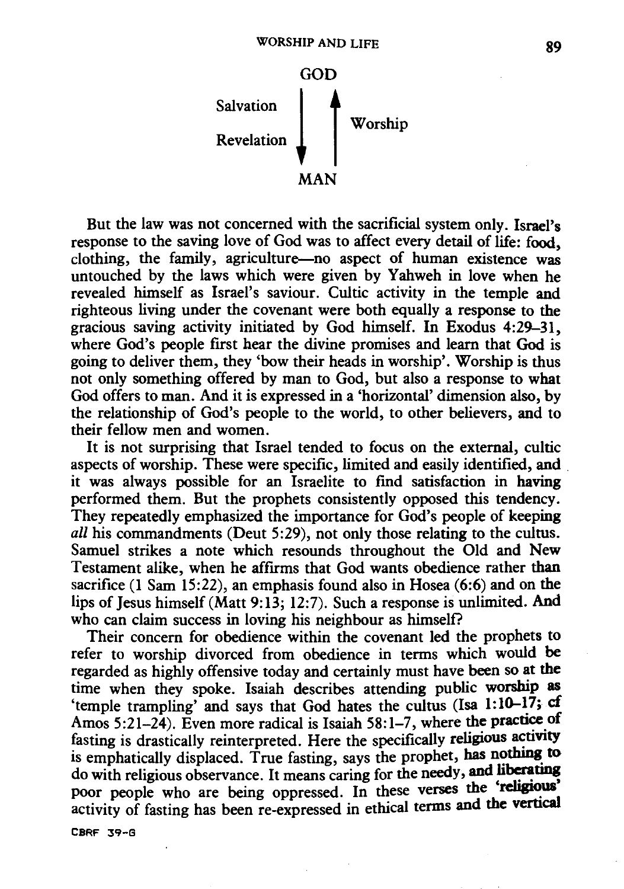GOD

Salvation ↓ ↑ Worship

Revelation

MAN

But the law was not concerned with the sacrificial system only. Israel's response to the saving love of God was to affect every detail of life: food, clothing, the family, agriculture—no aspect of human existence was untouched by the laws which were given by Yahweh in love when he revealed himself as Israel's saviour. Cultic activity in the temple and righteous living under the covenant were both equally a response to the gracious saving activity initiated by God himself. In Exodus 4:29–31, where God's people first hear the divine promises and learn that God is going to deliver them, they 'bow their heads in worship'. Worship is thus not only something offered by man to God, but also a response to what God offers to man. And it is expressed in a 'horizontal' dimension also, by the relationship of God's people to the world, to other believers, and to their fellow men and women.

It is not surprising that Israel tended to focus on the external, cultic aspects of worship. These were specific, limited and easily identified, and it was always possible for an Israelite to find satisfaction in having performed them. But the prophets consistently opposed this tendency. They repeatedly emphasized the importance for God's people of keeping *all* his commandments (Deut 5:29), not only those relating to the cultus. Samuel strikes a note which resounds throughout the Old and New Testament alike, when he affirms that God wants obedience rather than sacrifice (1 Sam 15:22), an emphasis found also in Hosea (6:6) and on the lips of Jesus himself (Matt 9:13; 12:7). Such a response is unlimited. And who can claim success in loving his neighbour as himself?

Their concern for obedience within the covenant led the prophets to refer to worship divorced from obedience in terms which would be regarded as highly offensive today and certainly must have been so at the time when they spoke. Isaiah describes attending public worship as 'temple trampling' and says that God hates the cultus (Isa 1:10–17; cf Amos 5:21–24). Even more radical is Isaiah 58:1–7, where the practice of fasting is drastically reinterpreted. Here the specifically religious activity is emphatically displaced. True fasting, says the prophet, has nothing to do with religious observance. It means caring for the needy, and liberating poor people who are being oppressed. In these verses the 'religious' activity of fasting has been re-expressed in ethical terms and the vertical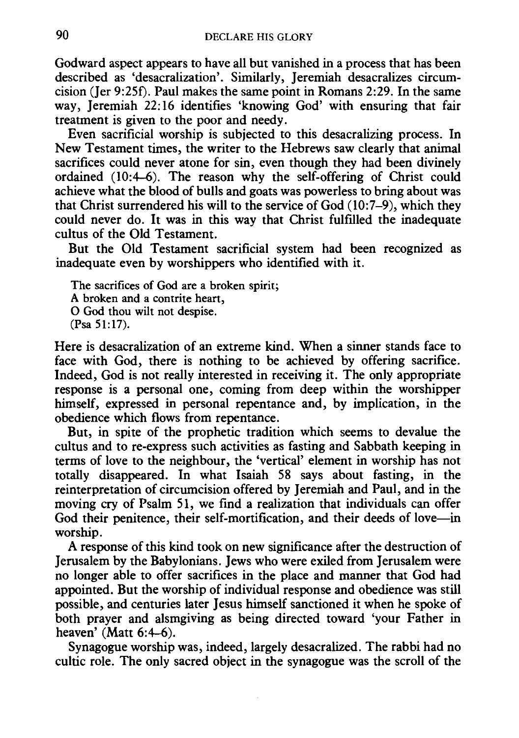Godward aspect appears to have all but vanished in a process that has been described as 'desacralization'. Similarly, Jeremiah desacralizes circumcision (Jer 9:25f). Paul makes the same point in Romans 2:29. In the same way, Jeremiah 22:16 identifies 'knowing God' with ensuring that fair treatment is given to the poor and needy.

Even sacrificial worship is subjected to this desacralizing process. In New Testament times, the writer to the Hebrews saw clearly that animal sacrifices could never atone for sin, even though they had been divinely ordained (10:4–6). The reason why the self-offering of Christ could achieve what the blood of bulls and goats was powerless to bring about was that Christ surrendered his will to the service of God (10:7–9), which they could never do. It was in this way that Christ fulfilled the inadequate cultus of the Old Testament.

But the Old Testament sacrificial system had been recognized as inadequate even by worshippers who identified with it.

> The sacrifices of God are a broken spirit;
> A broken and a contrite heart,
> O God thou wilt not despise.
> (Psa 51:17).

Here is desacralization of an extreme kind. When a sinner stands face to face with God, there is nothing to be achieved by offering sacrifice. Indeed, God is not really interested in receiving it. The only appropriate response is a personal one, coming from deep within the worshipper himself, expressed in personal repentance and, by implication, in the obedience which flows from repentance.

But, in spite of the prophetic tradition which seems to devalue the cultus and to re-express such activities as fasting and Sabbath keeping in terms of love to the neighbour, the 'vertical' element in worship has not totally disappeared. In what Isaiah 58 says about fasting, in the reinterpretation of circumcision offered by Jeremiah and Paul, and in the moving cry of Psalm 51, we find a realization that individuals can offer God their penitence, their self-mortification, and their deeds of love—in worship.

A response of this kind took on new significance after the destruction of Jerusalem by the Babylonians. Jews who were exiled from Jerusalem were no longer able to offer sacrifices in the place and manner that God had appointed. But the worship of individual response and obedience was still possible, and centuries later Jesus himself sanctioned it when he spoke of both prayer and alsmgiving as being directed toward 'your Father in heaven' (Matt 6:4–6).

Synagogue worship was, indeed, largely desacralized. The rabbi had no cultic role. The only sacred object in the synagogue was the scroll of the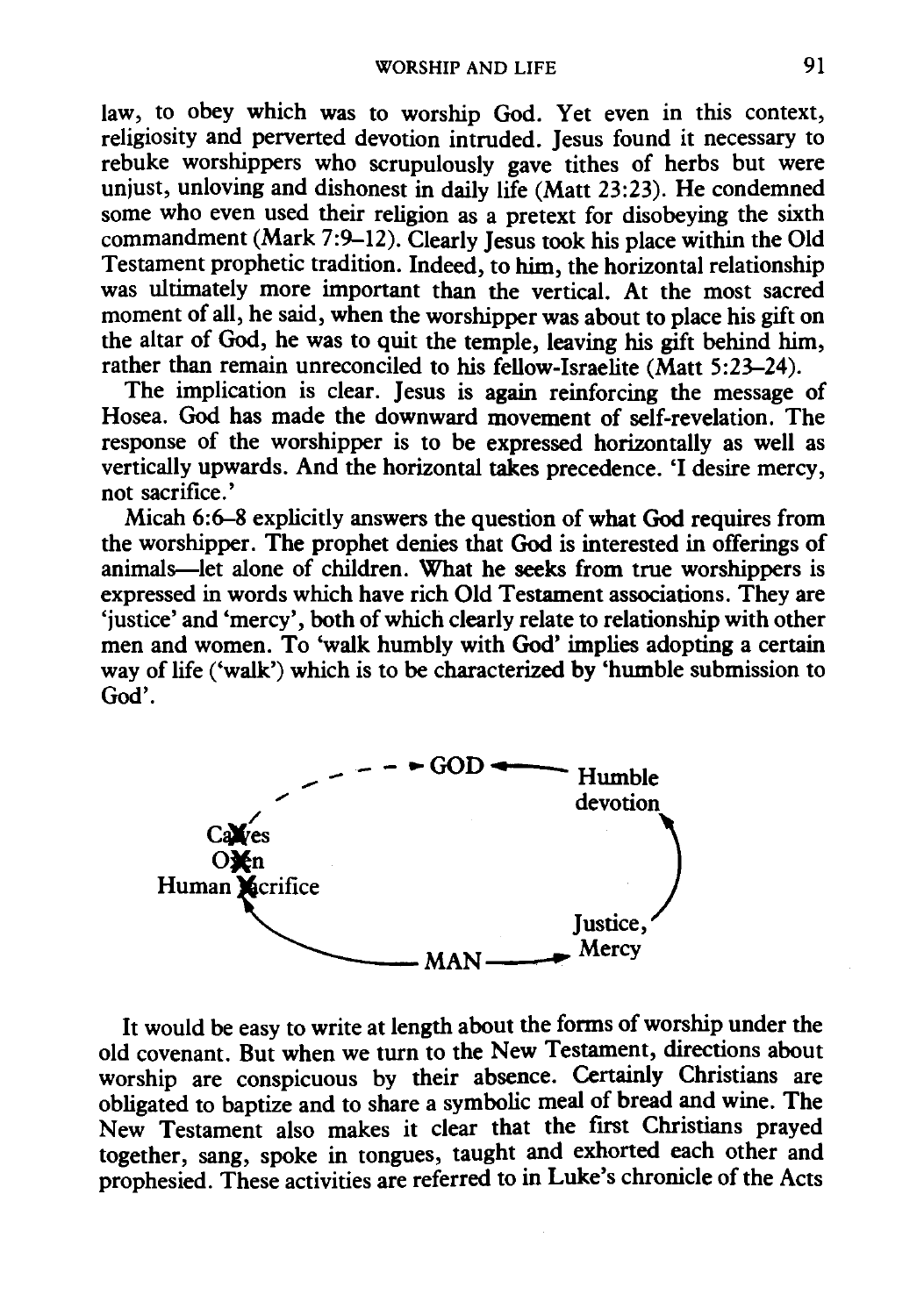law, to obey which was to worship God. Yet even in this context, religiosity and perverted devotion intruded. Jesus found it necessary to rebuke worshippers who scrupulously gave tithes of herbs but were unjust, unloving and dishonest in daily life (Matt 23:23). He condemned some who even used their religion as a pretext for disobeying the sixth commandment (Mark 7:9–12). Clearly Jesus took his place within the Old Testament prophetic tradition. Indeed, to him, the horizontal relationship was ultimately more important than the vertical. At the most sacred moment of all, he said, when the worshipper was about to place his gift on the altar of God, he was to quit the temple, leaving his gift behind him, rather than remain unreconciled to his fellow-Israelite (Matt 5:23–24).

The implication is clear. Jesus is again reinforcing the message of Hosea. God has made the downward movement of self-revelation. The response of the worshipper is to be expressed horizontally as well as vertically upwards. And the horizontal takes precedence. 'I desire mercy, not sacrifice.'

Micah 6:6–8 explicitly answers the question of what God requires from the worshipper. The prophet denies that God is interested in offerings of animals—let alone of children. What he seeks from true worshippers is expressed in words which have rich Old Testament associations. They are 'justice' and 'mercy', both of which clearly relate to relationship with other men and women. To 'walk humbly with God' implies adopting a certain way of life ('walk') which is to be characterized by 'humble submission to God'.

GOD ← Humble devotion ← Justice, Mercy ← MAN

MAN → Calves / Oxen / Human sacrifice (crossed out) - - → GOD

It would be easy to write at length about the forms of worship under the old covenant. But when we turn to the New Testament, directions about worship are conspicuous by their absence. Certainly Christians are obligated to baptize and to share a symbolic meal of bread and wine. The New Testament also makes it clear that the first Christians prayed together, sang, spoke in tongues, taught and exhorted each other and prophesied. These activities are referred to in Luke's chronicle of the Acts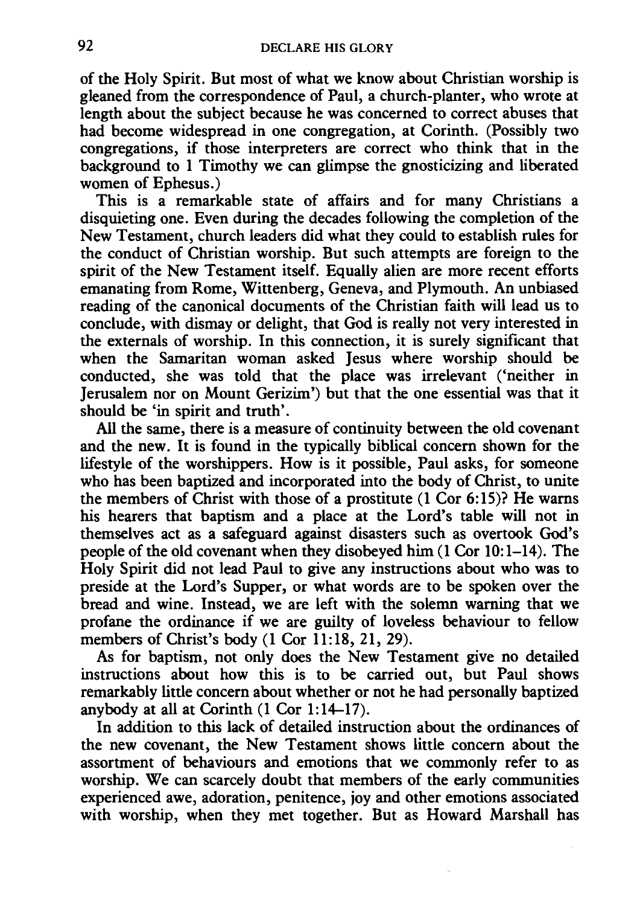of the Holy Spirit. But most of what we know about Christian worship is gleaned from the correspondence of Paul, a church-planter, who wrote at length about the subject because he was concerned to correct abuses that had become widespread in one congregation, at Corinth. (Possibly two congregations, if those interpreters are correct who think that in the background to 1 Timothy we can glimpse the gnosticizing and liberated women of Ephesus.)

This is a remarkable state of affairs and for many Christians a disquieting one. Even during the decades following the completion of the New Testament, church leaders did what they could to establish rules for the conduct of Christian worship. But such attempts are foreign to the spirit of the New Testament itself. Equally alien are more recent efforts emanating from Rome, Wittenberg, Geneva, and Plymouth. An unbiased reading of the canonical documents of the Christian faith will lead us to conclude, with dismay or delight, that God is really not very interested in the externals of worship. In this connection, it is surely significant that when the Samaritan woman asked Jesus where worship should be conducted, she was told that the place was irrelevant ('neither in Jerusalem nor on Mount Gerizim') but that the one essential was that it should be 'in spirit and truth'.

All the same, there is a measure of continuity between the old covenant and the new. It is found in the typically biblical concern shown for the lifestyle of the worshippers. How is it possible, Paul asks, for someone who has been baptized and incorporated into the body of Christ, to unite the members of Christ with those of a prostitute (1 Cor 6:15)? He warns his hearers that baptism and a place at the Lord's table will not in themselves act as a safeguard against disasters such as overtook God's people of the old covenant when they disobeyed him (1 Cor 10:1–14). The Holy Spirit did not lead Paul to give any instructions about who was to preside at the Lord's Supper, or what words are to be spoken over the bread and wine. Instead, we are left with the solemn warning that we profane the ordinance if we are guilty of loveless behaviour to fellow members of Christ's body (1 Cor 11:18, 21, 29).

As for baptism, not only does the New Testament give no detailed instructions about how this is to be carried out, but Paul shows remarkably little concern about whether or not he had personally baptized anybody at all at Corinth (1 Cor 1:14–17).

In addition to this lack of detailed instruction about the ordinances of the new covenant, the New Testament shows little concern about the assortment of behaviours and emotions that we commonly refer to as worship. We can scarcely doubt that members of the early communities experienced awe, adoration, penitence, joy and other emotions associated with worship, when they met together. But as Howard Marshall has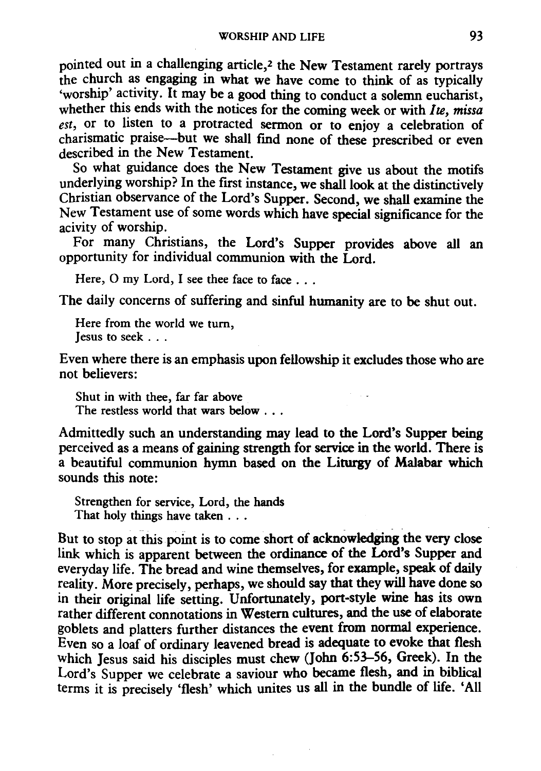pointed out in a challenging article,[2] the New Testament rarely portrays the church as engaging in what we have come to think of as typically 'worship' activity. It may be a good thing to conduct a solemn eucharist, whether this ends with the notices for the coming week or with *Ite, missa est*, or to listen to a protracted sermon or to enjoy a celebration of charismatic praise—but we shall find none of these prescribed or even described in the New Testament.

So what guidance does the New Testament give us about the motifs underlying worship? In the first instance, we shall look at the distinctively Christian observance of the Lord's Supper. Second, we shall examine the New Testament use of some words which have special significance for the acivity of worship.

For many Christians, the Lord's Supper provides above all an opportunity for individual communion with the Lord.

> Here, O my Lord, I see thee face to face . . .

The daily concerns of suffering and sinful humanity are to be shut out.

> Here from the world we turn,
> Jesus to seek . . .

Even where there is an emphasis upon fellowship it excludes those who are not believers:

> Shut in with thee, far far above
> The restless world that wars below . . .

Admittedly such an understanding may lead to the Lord's Supper being perceived as a means of gaining strength for service in the world. There is a beautiful communion hymn based on the Liturgy of Malabar which sounds this note:

> Strengthen for service, Lord, the hands
> That holy things have taken . . .

But to stop at this point is to come short of acknowledging the very close link which is apparent between the ordinance of the Lord's Supper and everyday life. The bread and wine themselves, for example, speak of daily reality. More precisely, perhaps, we should say that they will have done so in their original life setting. Unfortunately, port-style wine has its own rather different connotations in Western cultures, and the use of elaborate goblets and platters further distances the event from normal experience. Even so a loaf of ordinary leavened bread is adequate to evoke that flesh which Jesus said his disciples must chew (John 6:53–56, Greek). In the Lord's Supper we celebrate a saviour who became flesh, and in biblical terms it is precisely 'flesh' which unites us all in the bundle of life. 'All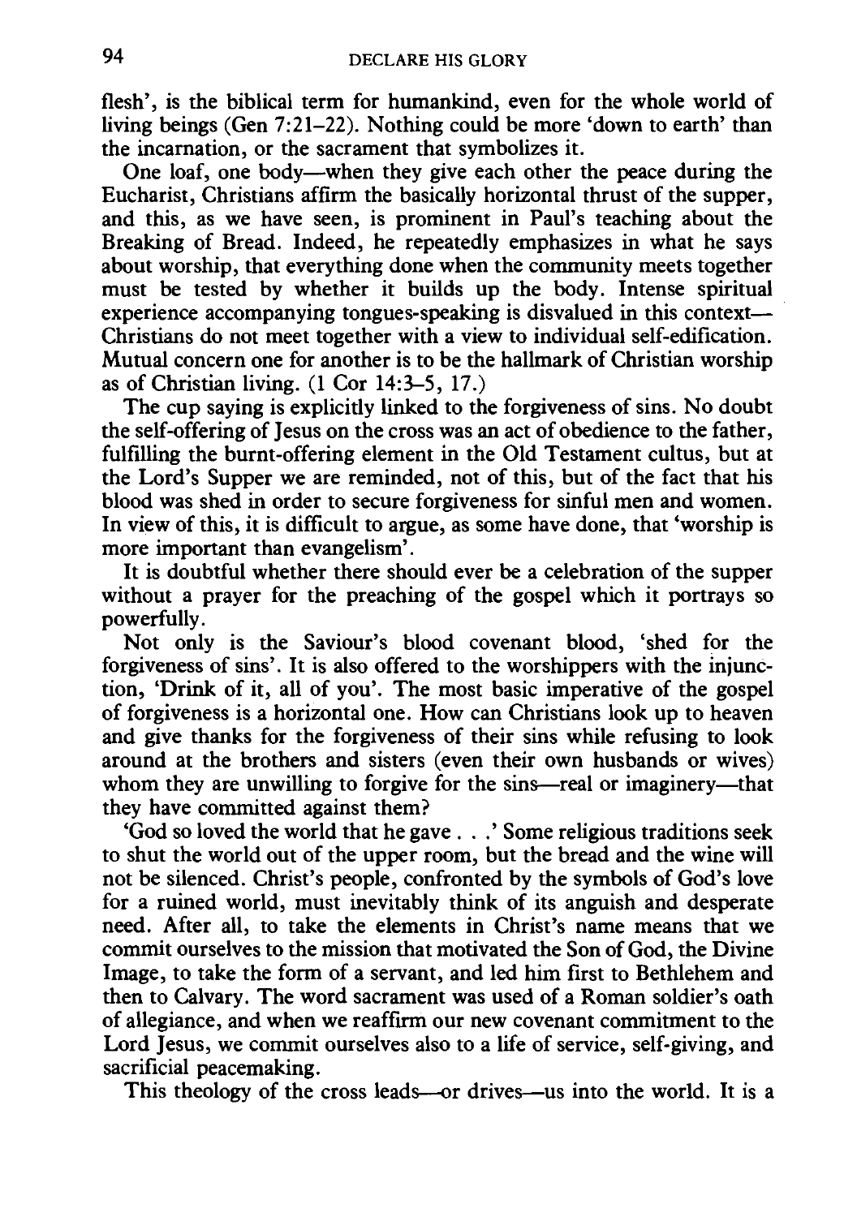flesh', is the biblical term for humankind, even for the whole world of living beings (Gen 7:21–22). Nothing could be more 'down to earth' than the incarnation, or the sacrament that symbolizes it.

One loaf, one body—when they give each other the peace during the Eucharist, Christians affirm the basically horizontal thrust of the supper, and this, as we have seen, is prominent in Paul's teaching about the Breaking of Bread. Indeed, he repeatedly emphasizes in what he says about worship, that everything done when the community meets together must be tested by whether it builds up the body. Intense spiritual experience accompanying tongues-speaking is disvalued in this context—Christians do not meet together with a view to individual self-edification. Mutual concern one for another is to be the hallmark of Christian worship as of Christian living. (1 Cor 14:3–5, 17.)

The cup saying is explicitly linked to the forgiveness of sins. No doubt the self-offering of Jesus on the cross was an act of obedience to the father, fulfilling the burnt-offering element in the Old Testament cultus, but at the Lord's Supper we are reminded, not of this, but of the fact that his blood was shed in order to secure forgiveness for sinful men and women. In view of this, it is difficult to argue, as some have done, that 'worship is more important than evangelism'.

It is doubtful whether there should ever be a celebration of the supper without a prayer for the preaching of the gospel which it portrays so powerfully.

Not only is the Saviour's blood covenant blood, 'shed for the forgiveness of sins'. It is also offered to the worshippers with the injunction, 'Drink of it, all of you'. The most basic imperative of the gospel of forgiveness is a horizontal one. How can Christians look up to heaven and give thanks for the forgiveness of their sins while refusing to look around at the brothers and sisters (even their own husbands or wives) whom they are unwilling to forgive for the sins—real or imaginery—that they have committed against them?

'God so loved the world that he gave . . .' Some religious traditions seek to shut the world out of the upper room, but the bread and the wine will not be silenced. Christ's people, confronted by the symbols of God's love for a ruined world, must inevitably think of its anguish and desperate need. After all, to take the elements in Christ's name means that we commit ourselves to the mission that motivated the Son of God, the Divine Image, to take the form of a servant, and led him first to Bethlehem and then to Calvary. The word sacrament was used of a Roman soldier's oath of allegiance, and when we reaffirm our new covenant commitment to the Lord Jesus, we commit ourselves also to a life of service, self-giving, and sacrificial peacemaking.

This theology of the cross leads—or drives—us into the world. It is a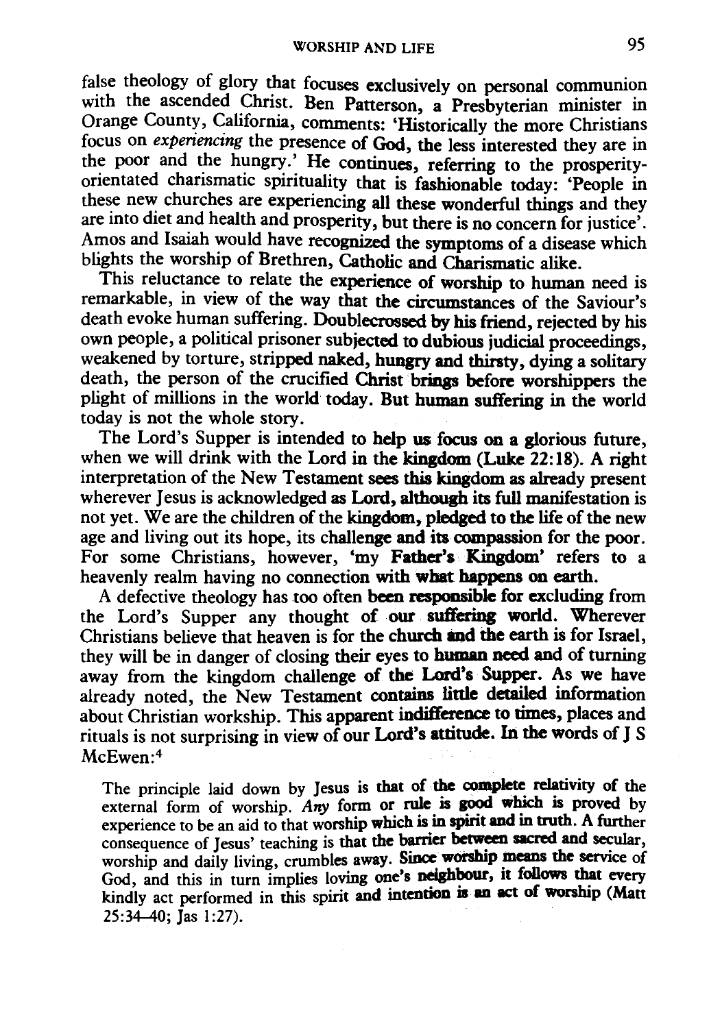false theology of glory that focuses exclusively on personal communion with the ascended Christ. Ben Patterson, a Presbyterian minister in Orange County, California, comments: 'Historically the more Christians focus on *experiencing* the presence of God, the less interested they are in the poor and the hungry.' He continues, referring to the prosperity-orientated charismatic spirituality that is fashionable today: 'People in these new churches are experiencing all these wonderful things and they are into diet and health and prosperity, but there is no concern for justice'. Amos and Isaiah would have recognized the symptoms of a disease which blights the worship of Brethren, Catholic and Charismatic alike.

This reluctance to relate the experience of worship to human need is remarkable, in view of the way that the circumstances of the Saviour's death evoke human suffering. Doublecrossed by his friend, rejected by his own people, a political prisoner subjected to dubious judicial proceedings, weakened by torture, stripped naked, hungry and thirsty, dying a solitary death, the person of the crucified Christ brings before worshippers the plight of millions in the world today. But human suffering in the world today is not the whole story.

The Lord's Supper is intended to help us focus on a glorious future, when we will drink with the Lord in the kingdom (Luke 22:18). A right interpretation of the New Testament sees this kingdom as already present wherever Jesus is acknowledged as Lord, although its full manifestation is not yet. We are the children of the kingdom, pledged to the life of the new age and living out its hope, its challenge and its compassion for the poor. For some Christians, however, 'my Father's Kingdom' refers to a heavenly realm having no connection with what happens on earth.

A defective theology has too often been responsible for excluding from the Lord's Supper any thought of our suffering world. Wherever Christians believe that heaven is for the church and the earth is for Israel, they will be in danger of closing their eyes to human need and of turning away from the kingdom challenge of the Lord's Supper. As we have already noted, the New Testament contains little detailed information about Christian workship. This apparent indifference to times, places and rituals is not surprising in view of our Lord's attitude. In the words of J S McEwen:[4]

> The principle laid down by Jesus is that of the complete relativity of the external form of worship. *Any* form or rule is good which is proved by experience to be an aid to that worship which is in spirit and in truth. A further consequence of Jesus' teaching is that the barrier between sacred and secular, worship and daily living, crumbles away. Since worship means the service of God, and this in turn implies loving one's neighbour, it follows that every kindly act performed in this spirit and intention is an act of worship (Matt 25:34–40; Jas 1:27).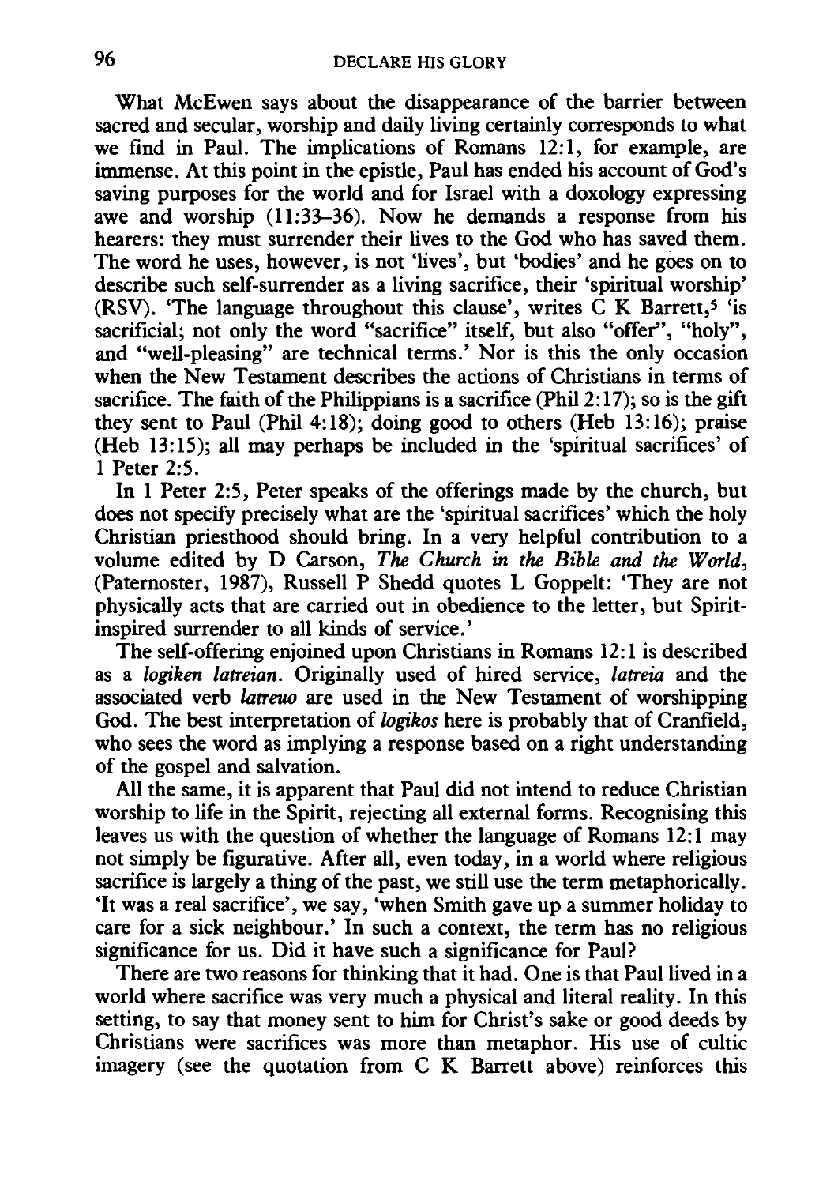What McEwen says about the disappearance of the barrier between sacred and secular, worship and daily living certainly corresponds to what we find in Paul. The implications of Romans 12:1, for example, are immense. At this point in the epistle, Paul has ended his account of God's saving purposes for the world and for Israel with a doxology expressing awe and worship (11:33–36). Now he demands a response from his hearers: they must surrender their lives to the God who has saved them. The word he uses, however, is not 'lives', but 'bodies' and he goes on to describe such self-surrender as a living sacrifice, their 'spiritual worship' (RSV). 'The language throughout this clause', writes C K Barrett,[5] 'is sacrificial; not only the word "sacrifice" itself, but also "offer", "holy", and "well-pleasing" are technical terms.' Nor is this the only occasion when the New Testament describes the actions of Christians in terms of sacrifice. The faith of the Philippians is a sacrifice (Phil 2:17); so is the gift they sent to Paul (Phil 4:18); doing good to others (Heb 13:16); praise (Heb 13:15); all may perhaps be included in the 'spiritual sacrifices' of 1 Peter 2:5.

In 1 Peter 2:5, Peter speaks of the offerings made by the church, but does not specify precisely what are the 'spiritual sacrifices' which the holy Christian priesthood should bring. In a very helpful contribution to a volume edited by D Carson, *The Church in the Bible and the World*, (Paternoster, 1987), Russell P Shedd quotes L Goppelt: 'They are not physically acts that are carried out in obedience to the letter, but Spirit-inspired surrender to all kinds of service.'

The self-offering enjoined upon Christians in Romans 12:1 is described as a *logiken latreian*. Originally used of hired service, *latreia* and the associated verb *latreuo* are used in the New Testament of worshipping God. The best interpretation of *logikos* here is probably that of Cranfield, who sees the word as implying a response based on a right understanding of the gospel and salvation.

All the same, it is apparent that Paul did not intend to reduce Christian worship to life in the Spirit, rejecting all external forms. Recognising this leaves us with the question of whether the language of Romans 12:1 may not simply be figurative. After all, even today, in a world where religious sacrifice is largely a thing of the past, we still use the term metaphorically. 'It was a real sacrifice', we say, 'when Smith gave up a summer holiday to care for a sick neighbour.' In such a context, the term has no religious significance for us. Did it have such a significance for Paul?

There are two reasons for thinking that it had. One is that Paul lived in a world where sacrifice was very much a physical and literal reality. In this setting, to say that money sent to him for Christ's sake or good deeds by Christians were sacrifices was more than metaphor. His use of cultic imagery (see the quotation from C K Barrett above) reinforces this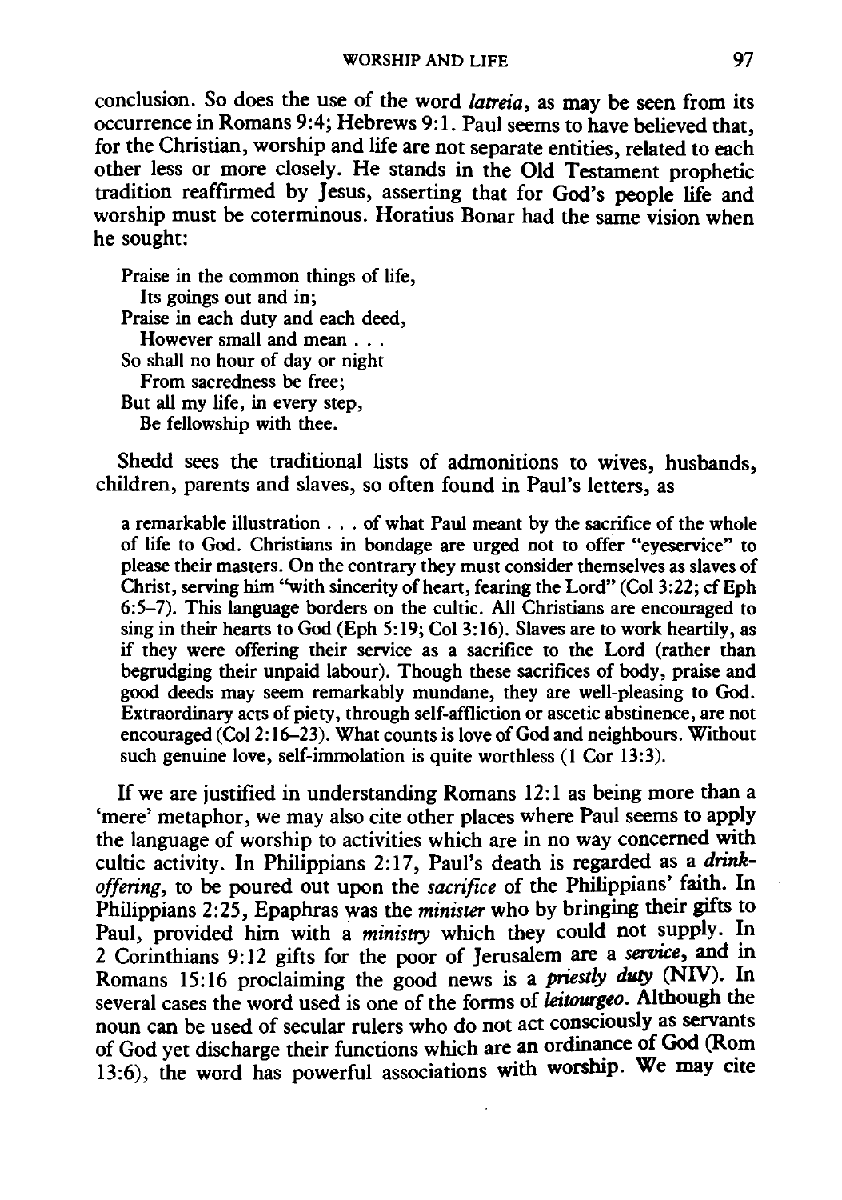conclusion. So does the use of the word *latreia*, as may be seen from its occurrence in Romans 9:4; Hebrews 9:1. Paul seems to have believed that, for the Christian, worship and life are not separate entities, related to each other less or more closely. He stands in the Old Testament prophetic tradition reaffirmed by Jesus, asserting that for God's people life and worship must be coterminous. Horatius Bonar had the same vision when he sought:

> Praise in the common things of life,
> Its goings out and in;
> Praise in each duty and each deed,
> However small and mean . . .
> So shall no hour of day or night
> From sacredness be free;
> But all my life, in every step,
> Be fellowship with thee.

Shedd sees the traditional lists of admonitions to wives, husbands, children, parents and slaves, so often found in Paul's letters, as

> a remarkable illustration . . . of what Paul meant by the sacrifice of the whole of life to God. Christians in bondage are urged not to offer "eyeservice" to please their masters. On the contrary they must consider themselves as slaves of Christ, serving him "with sincerity of heart, fearing the Lord" (Col 3:22; cf Eph 6:5–7). This language borders on the cultic. All Christians are encouraged to sing in their hearts to God (Eph 5:19; Col 3:16). Slaves are to work heartily, as if they were offering their service as a sacrifice to the Lord (rather than begrudging their unpaid labour). Though these sacrifices of body, praise and good deeds may seem remarkably mundane, they are well-pleasing to God. Extraordinary acts of piety, through self-affliction or ascetic abstinence, are not encouraged (Col 2:16–23). What counts is love of God and neighbours. Without such genuine love, self-immolation is quite worthless (1 Cor 13:3).

If we are justified in understanding Romans 12:1 as being more than a 'mere' metaphor, we may also cite other places where Paul seems to apply the language of worship to activities which are in no way concerned with cultic activity. In Philippians 2:17, Paul's death is regarded as a *drink-offering*, to be poured out upon the *sacrifice* of the Philippians' faith. In Philippians 2:25, Epaphras was the *minister* who by bringing their gifts to Paul, provided him with a *ministry* which they could not supply. In 2 Corinthians 9:12 gifts for the poor of Jerusalem are a *service*, and in Romans 15:16 proclaiming the good news is a *priestly duty* (NIV). In several cases the word used is one of the forms of *leitourgeo*. Although the noun can be used of secular rulers who do not act consciously as servants of God yet discharge their functions which are an ordinance of God (Rom 13:6), the word has powerful associations with worship. We may cite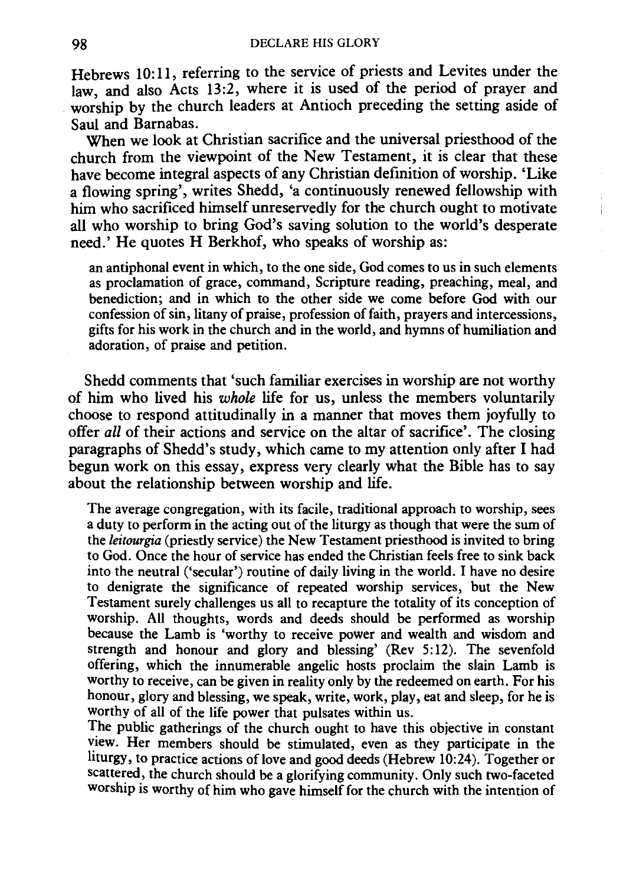Hebrews 10:11, referring to the service of priests and Levites under the law, and also Acts 13:2, where it is used of the period of prayer and worship by the church leaders at Antioch preceding the setting aside of Saul and Barnabas.

When we look at Christian sacrifice and the universal priesthood of the church from the viewpoint of the New Testament, it is clear that these have become integral aspects of any Christian definition of worship. 'Like a flowing spring', writes Shedd, 'a continuously renewed fellowship with him who sacrificed himself unreservedly for the church ought to motivate all who worship to bring God's saving solution to the world's desperate need.' He quotes H Berkhof, who speaks of worship as:

> an antiphonal event in which, to the one side, God comes to us in such elements as proclamation of grace, command, Scripture reading, preaching, meal, and benediction; and in which to the other side we come before God with our confession of sin, litany of praise, profession of faith, prayers and intercessions, gifts for his work in the church and in the world, and hymns of humiliation and adoration, of praise and petition.

Shedd comments that 'such familiar exercises in worship are not worthy of him who lived his *whole* life for us, unless the members voluntarily choose to respond attitudinally in a manner that moves them joyfully to offer *all* of their actions and service on the altar of sacrifice'. The closing paragraphs of Shedd's study, which came to my attention only after I had begun work on this essay, express very clearly what the Bible has to say about the relationship between worship and life.

> The average congregation, with its facile, traditional approach to worship, sees a duty to perform in the acting out of the liturgy as though that were the sum of the *leitourgia* (priestly service) the New Testament priesthood is invited to bring to God. Once the hour of service has ended the Christian feels free to sink back into the neutral ('secular') routine of daily living in the world. I have no desire to denigrate the significance of repeated worship services, but the New Testament surely challenges us all to recapture the totality of its conception of worship. All thoughts, words and deeds should be performed as worship because the Lamb is 'worthy to receive power and wealth and wisdom and strength and honour and glory and blessing' (Rev 5:12). The sevenfold offering, which the innumerable angelic hosts proclaim the slain Lamb is worthy to receive, can be given in reality only by the redeemed on earth. For his honour, glory and blessing, we speak, write, work, play, eat and sleep, for he is worthy of all of the life power that pulsates within us.
>
> The public gatherings of the church ought to have this objective in constant view. Her members should be stimulated, even as they participate in the liturgy, to practice actions of love and good deeds (Hebrew 10:24). Together or scattered, the church should be a glorifying community. Only such two-faceted worship is worthy of him who gave himself for the church with the intention of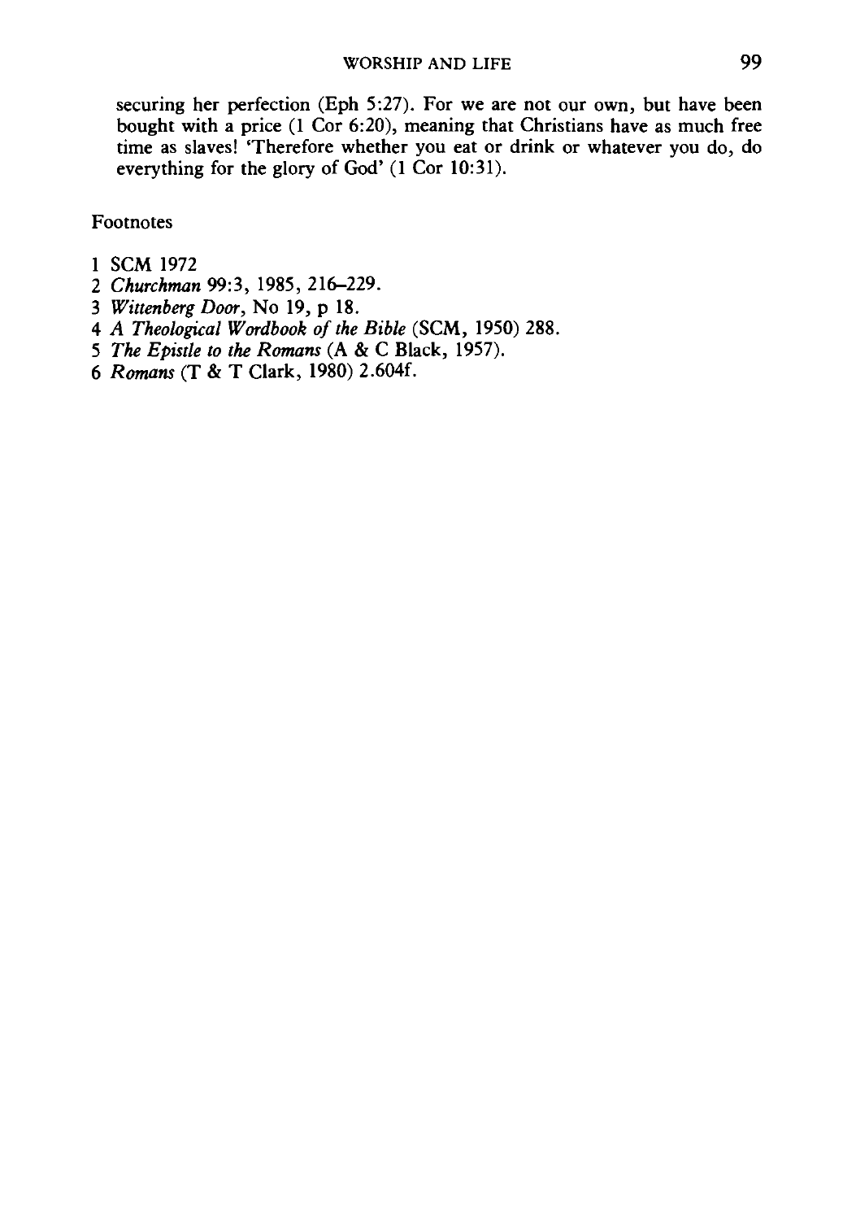securing her perfection (Eph 5:27). For we are not our own, but have been bought with a price (1 Cor 6:20), meaning that Christians have as much free time as slaves! 'Therefore whether you eat or drink or whatever you do, do everything for the glory of God' (1 Cor 10:31).

Footnotes

1 SCM 1972
2 *Churchman* 99:3, 1985, 216–229.
3 *Wittenberg Door*, No 19, p 18.
4 *A Theological Wordbook of the Bible* (SCM, 1950) 288.
5 *The Epistle to the Romans* (A & C Black, 1957).
6 *Romans* (T & T Clark, 1980) 2.604f.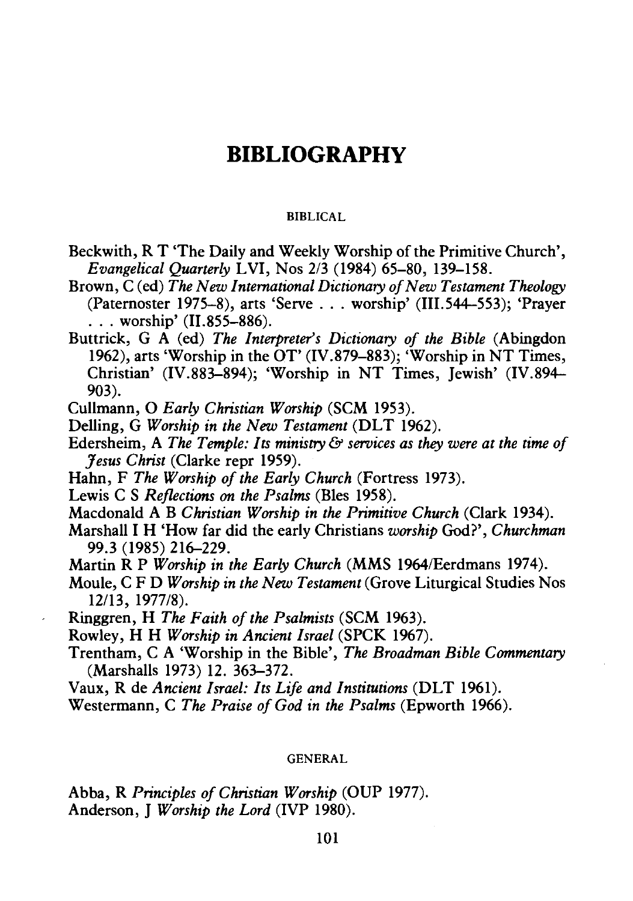# BIBLIOGRAPHY

## BIBLICAL

Beckwith, R T 'The Daily and Weekly Worship of the Primitive Church', *Evangelical Quarterly* LVI, Nos 2/3 (1984) 65–80, 139–158.

Brown, C (ed) *The New International Dictionary of New Testament Theology* (Paternoster 1975–8), arts 'Serve . . . worship' (III.544–553); 'Prayer . . . worship' (II.855–886).

Buttrick, G A (ed) *The Interpreter's Dictionary of the Bible* (Abingdon 1962), arts 'Worship in the OT' (IV.879–883); 'Worship in NT Times, Christian' (IV.883–894); 'Worship in NT Times, Jewish' (IV.894–903).

Cullmann, O *Early Christian Worship* (SCM 1953).

Delling, G *Worship in the New Testament* (DLT 1962).

Edersheim, A *The Temple: Its ministry & services as they were at the time of Jesus Christ* (Clarke repr 1959).

Hahn, F *The Worship of the Early Church* (Fortress 1973).

Lewis C S *Reflections on the Psalms* (Bles 1958).

Macdonald A B *Christian Worship in the Primitive Church* (Clark 1934).

Marshall I H 'How far did the early Christians *worship* God?', *Churchman* 99.3 (1985) 216–229.

Martin R P *Worship in the Early Church* (MMS 1964/Eerdmans 1974).

Moule, C F D *Worship in the New Testament* (Grove Liturgical Studies Nos 12/13, 1977/8).

Ringgren, H *The Faith of the Psalmists* (SCM 1963).

Rowley, H H *Worship in Ancient Israel* (SPCK 1967).

Trentham, C A 'Worship in the Bible', *The Broadman Bible Commentary* (Marshalls 1973) 12. 363–372.

Vaux, R de *Ancient Israel: Its Life and Institutions* (DLT 1961).

Westermann, C *The Praise of God in the Psalms* (Epworth 1966).

## GENERAL

Abba, R *Principles of Christian Worship* (OUP 1977).

Anderson, J *Worship the Lord* (IVP 1980).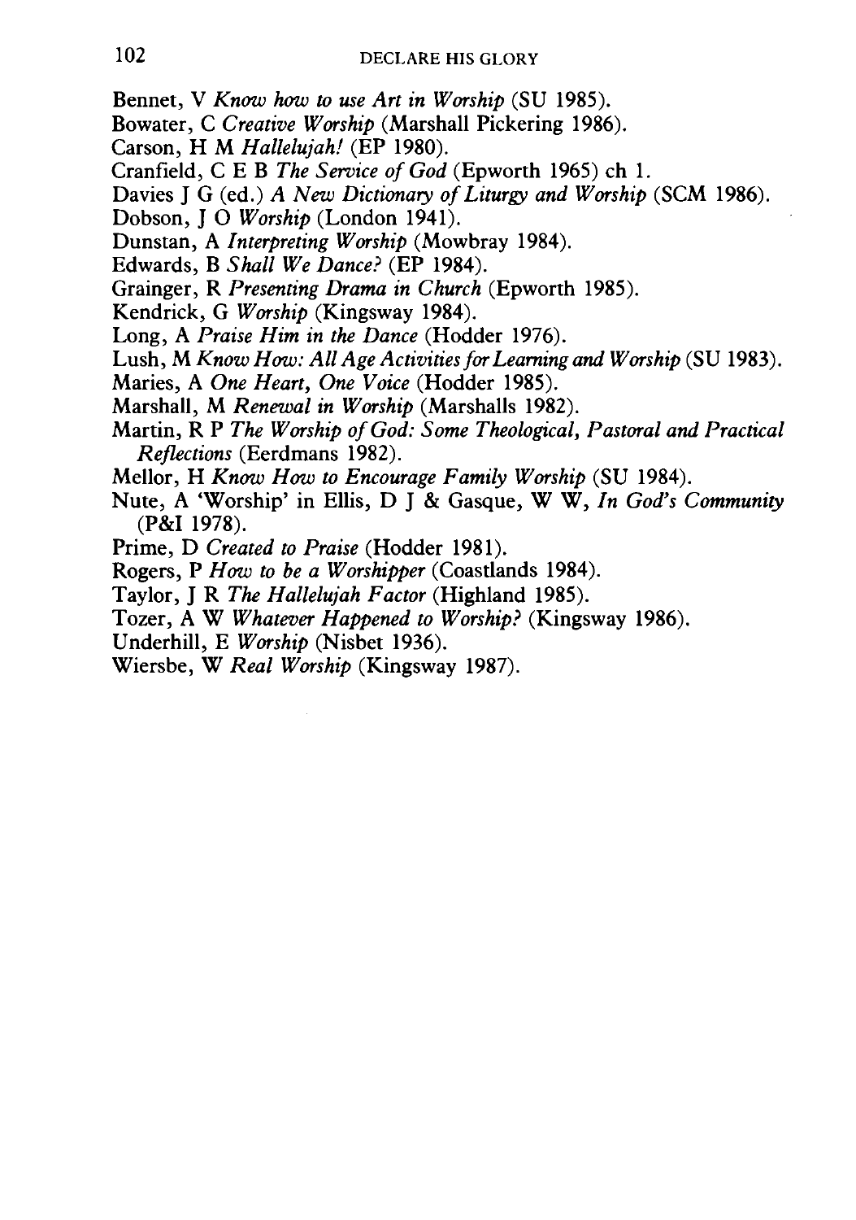Bennet, V *Know how to use Art in Worship* (SU 1985).

Bowater, C *Creative Worship* (Marshall Pickering 1986).

Carson, H M *Hallelujah!* (EP 1980).

Cranfield, C E B *The Service of God* (Epworth 1965) ch 1.

Davies J G (ed.) *A New Dictionary of Liturgy and Worship* (SCM 1986).

Dobson, J O *Worship* (London 1941).

Dunstan, A *Interpreting Worship* (Mowbray 1984).

Edwards, B *Shall We Dance?* (EP 1984).

Grainger, R *Presenting Drama in Church* (Epworth 1985).

Kendrick, G *Worship* (Kingsway 1984).

Long, A *Praise Him in the Dance* (Hodder 1976).

Lush, M *Know How: All Age Activities for Learning and Worship* (SU 1983).

Maries, A *One Heart, One Voice* (Hodder 1985).

Marshall, M *Renewal in Worship* (Marshalls 1982).

Martin, R P *The Worship of God: Some Theological, Pastoral and Practical Reflections* (Eerdmans 1982).

Mellor, H *Know How to Encourage Family Worship* (SU 1984).

Nute, A 'Worship' in Ellis, D J & Gasque, W W, *In God's Community* (P&I 1978).

Prime, D *Created to Praise* (Hodder 1981).

Rogers, P *How to be a Worshipper* (Coastlands 1984).

Taylor, J R *The Hallelujah Factor* (Highland 1985).

Tozer, A W *Whatever Happened to Worship?* (Kingsway 1986).

Underhill, E *Worship* (Nisbet 1936).

Wiersbe, W *Real Worship* (Kingsway 1987).